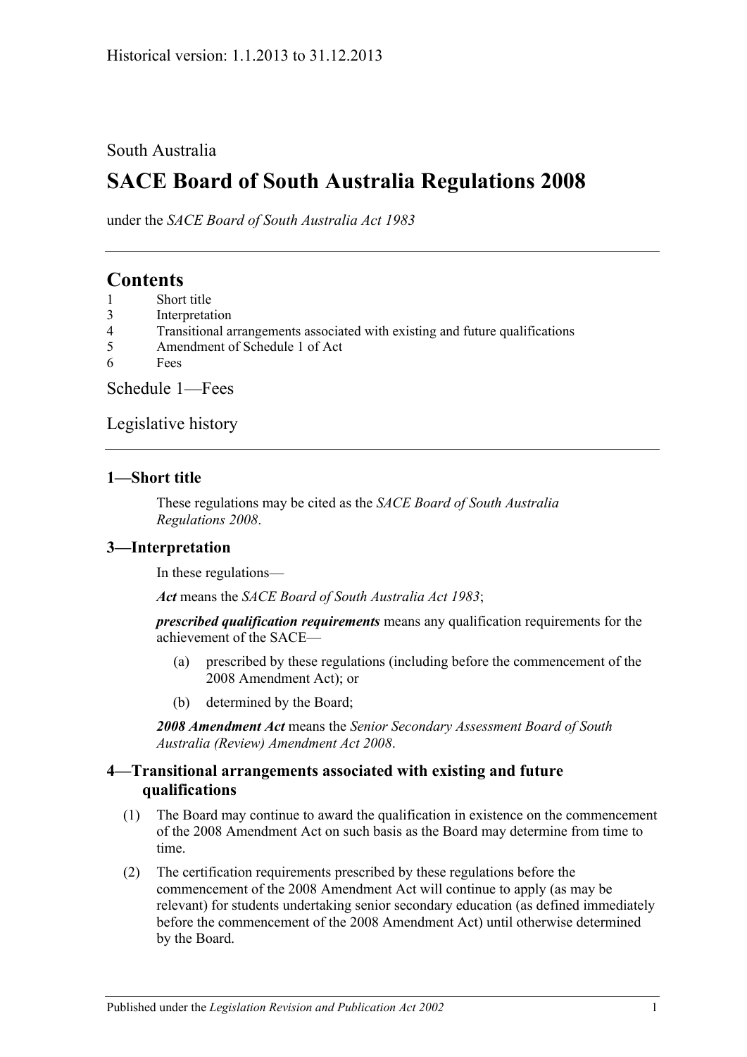South Australia

# SACE Board of South Australia Regulations 2008

under the *SACE Board of South Australia Act 1983*

## Contents

1 Short title
3 Interpretation
4 Transitional arrangements associated with existing and future qualifications
5 Amendment of Schedule 1 of Act
6 Fees

Schedule 1—Fees

Legislative history

### 1—Short title

These regulations may be cited as the *SACE Board of South Australia Regulations 2008*.

### 3—Interpretation

In these regulations—

***Act*** means the *SACE Board of South Australia Act 1983*;

***prescribed qualification requirements*** means any qualification requirements for the achievement of the SACE—

(a) prescribed by these regulations (including before the commencement of the 2008 Amendment Act); or

(b) determined by the Board;

***2008 Amendment Act*** means the *Senior Secondary Assessment Board of South Australia (Review) Amendment Act 2008*.

### 4—Transitional arrangements associated with existing and future qualifications

(1) The Board may continue to award the qualification in existence on the commencement of the 2008 Amendment Act on such basis as the Board may determine from time to time.

(2) The certification requirements prescribed by these regulations before the commencement of the 2008 Amendment Act will continue to apply (as may be relevant) for students undertaking senior secondary education (as defined immediately before the commencement of the 2008 Amendment Act) until otherwise determined by the Board.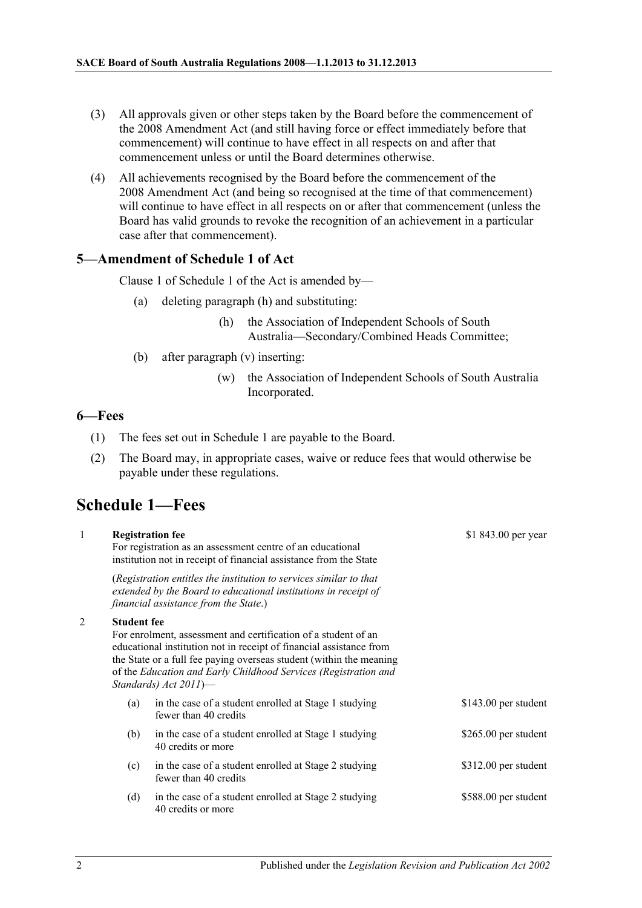(3) All approvals given or other steps taken by the Board before the commencement of the 2008 Amendment Act (and still having force or effect immediately before that commencement) will continue to have effect in all respects on and after that commencement unless or until the Board determines otherwise.

(4) All achievements recognised by the Board before the commencement of the 2008 Amendment Act (and being so recognised at the time of that commencement) will continue to have effect in all respects on or after that commencement (unless the Board has valid grounds to revoke the recognition of an achievement in a particular case after that commencement).

### 5—Amendment of Schedule 1 of Act

Clause 1 of Schedule 1 of the Act is amended by—

(a) deleting paragraph (h) and substituting:

> (h) the Association of Independent Schools of South Australia—Secondary/Combined Heads Committee;

(b) after paragraph (v) inserting:

> (w) the Association of Independent Schools of South Australia Incorporated.

### 6—Fees

(1) The fees set out in Schedule 1 are payable to the Board.

(2) The Board may, in appropriate cases, waive or reduce fees that would otherwise be payable under these regulations.

## Schedule 1—Fees

| | | | |
|---|---|---|---|
| 1 | | **Registration fee**<br>For registration as an assessment centre of an educational institution not in receipt of financial assistance from the State<br><br>(*Registration entitles the institution to services similar to that extended by the Board to educational institutions in receipt of financial assistance from the State*.) | \$1 843.00 per year |
| 2 | | **Student fee**<br>For enrolment, assessment and certification of a student of an educational institution not in receipt of financial assistance from the State or a full fee paying overseas student (within the meaning of the *Education and Early Childhood Services (Registration and Standards) Act 2011*)— | |
| | (a) | in the case of a student enrolled at Stage 1 studying fewer than 40 credits | \$143.00 per student |
| | (b) | in the case of a student enrolled at Stage 1 studying 40 credits or more | \$265.00 per student |
| | (c) | in the case of a student enrolled at Stage 2 studying fewer than 40 credits | \$312.00 per student |
| | (d) | in the case of a student enrolled at Stage 2 studying 40 credits or more | \$588.00 per student |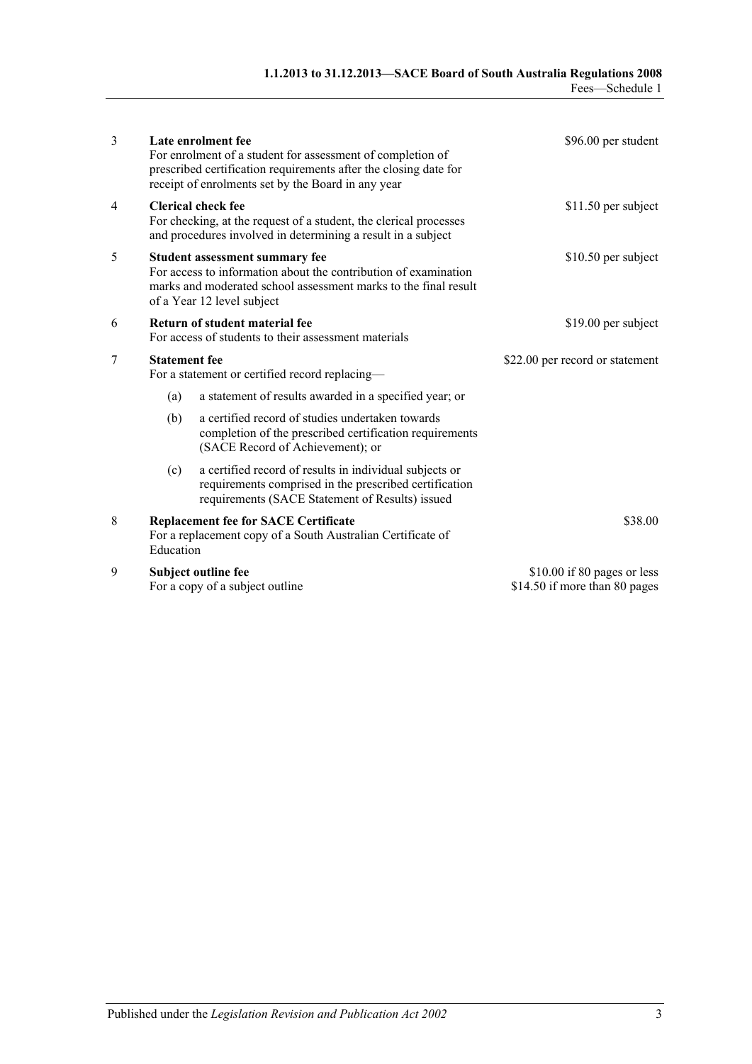| | | |
|---|---|---|
| 3 | **Late enrolment fee**<br>For enrolment of a student for assessment of completion of prescribed certification requirements after the closing date for receipt of enrolments set by the Board in any year | $96.00 per student |
| 4 | **Clerical check fee**<br>For checking, at the request of a student, the clerical processes and procedures involved in determining a result in a subject | $11.50 per subject |
| 5 | **Student assessment summary fee**<br>For access to information about the contribution of examination marks and moderated school assessment marks to the final result of a Year 12 level subject | $10.50 per subject |
| 6 | **Return of student material fee**<br>For access of students to their assessment materials | $19.00 per subject |
| 7 | **Statement fee**<br>For a statement or certified record replacing—<br>(a) a statement of results awarded in a specified year; or<br>(b) a certified record of studies undertaken towards completion of the prescribed certification requirements (SACE Record of Achievement); or<br>(c) a certified record of results in individual subjects or requirements comprised in the prescribed certification requirements (SACE Statement of Results) issued | $22.00 per record or statement |
| 8 | **Replacement fee for SACE Certificate**<br>For a replacement copy of a South Australian Certificate of Education | $38.00 |
| 9 | **Subject outline fee**<br>For a copy of a subject outline | $10.00 if 80 pages or less<br>$14.50 if more than 80 pages |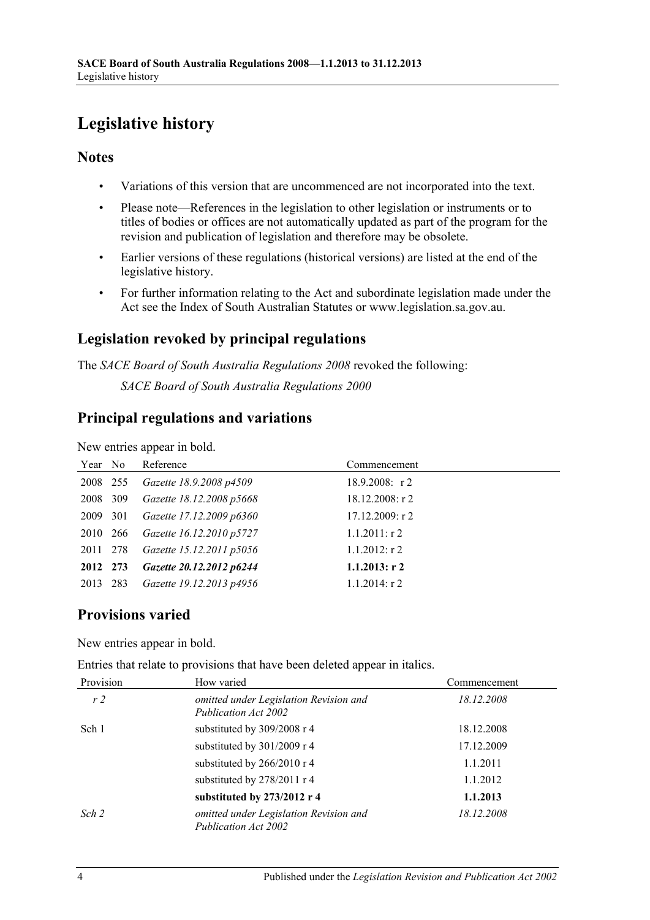# Legislative history

## Notes

- Variations of this version that are uncommenced are not incorporated into the text.
- Please note—References in the legislation to other legislation or instruments or to titles of bodies or offices are not automatically updated as part of the program for the revision and publication of legislation and therefore may be obsolete.
- Earlier versions of these regulations (historical versions) are listed at the end of the legislative history.
- For further information relating to the Act and subordinate legislation made under the Act see the Index of South Australian Statutes or www.legislation.sa.gov.au.

## Legislation revoked by principal regulations

The *SACE Board of South Australia Regulations 2008* revoked the following:

*SACE Board of South Australia Regulations 2000*

## Principal regulations and variations

New entries appear in bold.

| Year | No | Reference | Commencement |
|---|---|---|---|
| 2008 | 255 | *Gazette 18.9.2008 p4509* | 18.9.2008: r 2 |
| 2008 | 309 | *Gazette 18.12.2008 p5668* | 18.12.2008: r 2 |
| 2009 | 301 | *Gazette 17.12.2009 p6360* | 17.12.2009: r 2 |
| 2010 | 266 | *Gazette 16.12.2010 p5727* | 1.1.2011: r 2 |
| 2011 | 278 | *Gazette 15.12.2011 p5056* | 1.1.2012: r 2 |
| **2012** | **273** | ***Gazette 20.12.2012 p6244*** | **1.1.2013: r 2** |
| 2013 | 283 | *Gazette 19.12.2013 p4956* | 1.1.2014: r 2 |

## Provisions varied

New entries appear in bold.

Entries that relate to provisions that have been deleted appear in italics.

| Provision | How varied | Commencement |
|---|---|---|
| *r 2* | *omitted under Legislation Revision and Publication Act 2002* | *18.12.2008* |
| Sch 1 | substituted by 309/2008 r 4 | 18.12.2008 |
| | substituted by 301/2009 r 4 | 17.12.2009 |
| | substituted by 266/2010 r 4 | 1.1.2011 |
| | substituted by 278/2011 r 4 | 1.1.2012 |
| | **substituted by 273/2012 r 4** | **1.1.2013** |
| *Sch 2* | *omitted under Legislation Revision and Publication Act 2002* | *18.12.2008* |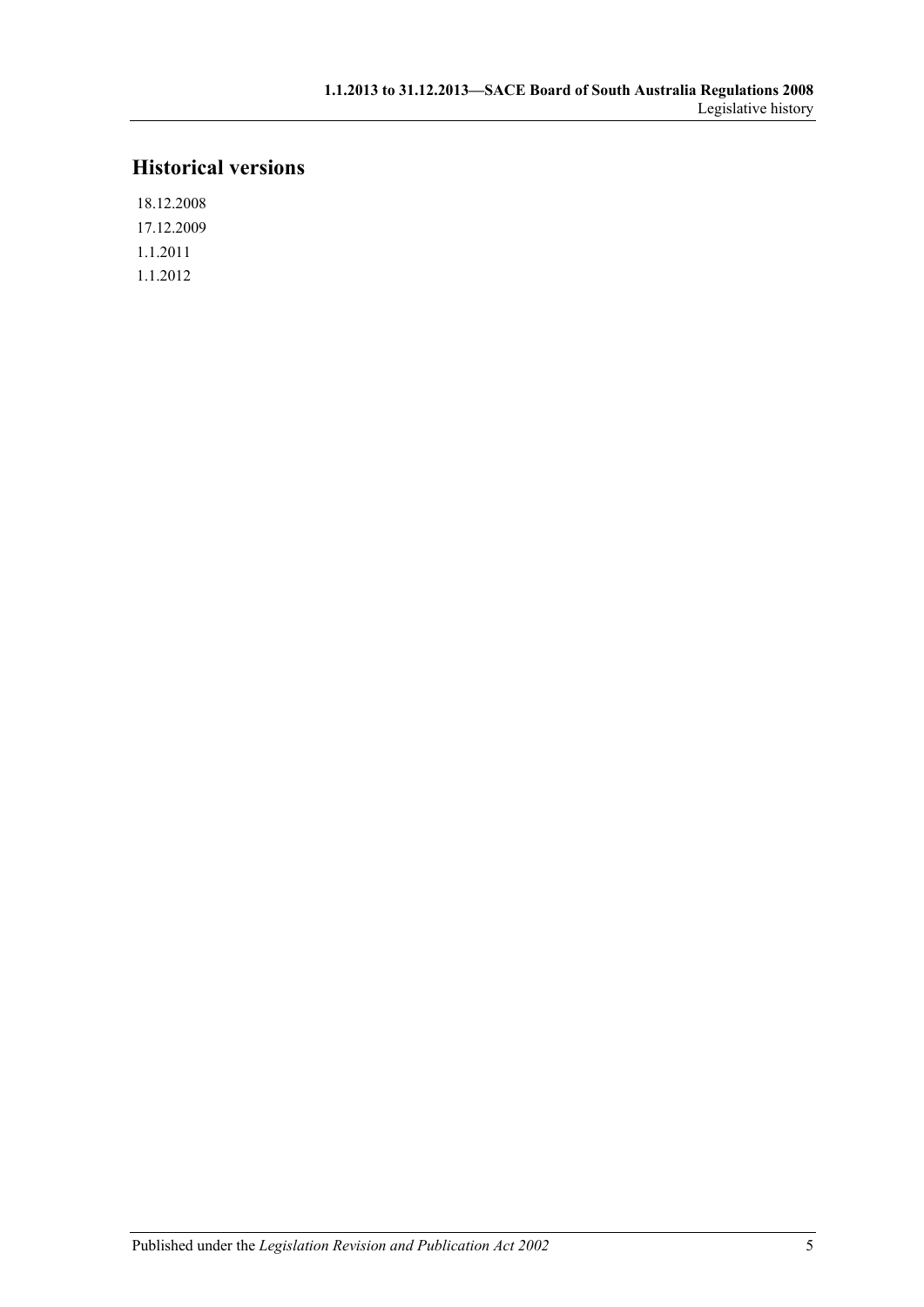## Historical versions

18.12.2008

17.12.2009

1.1.2011

1.1.2012